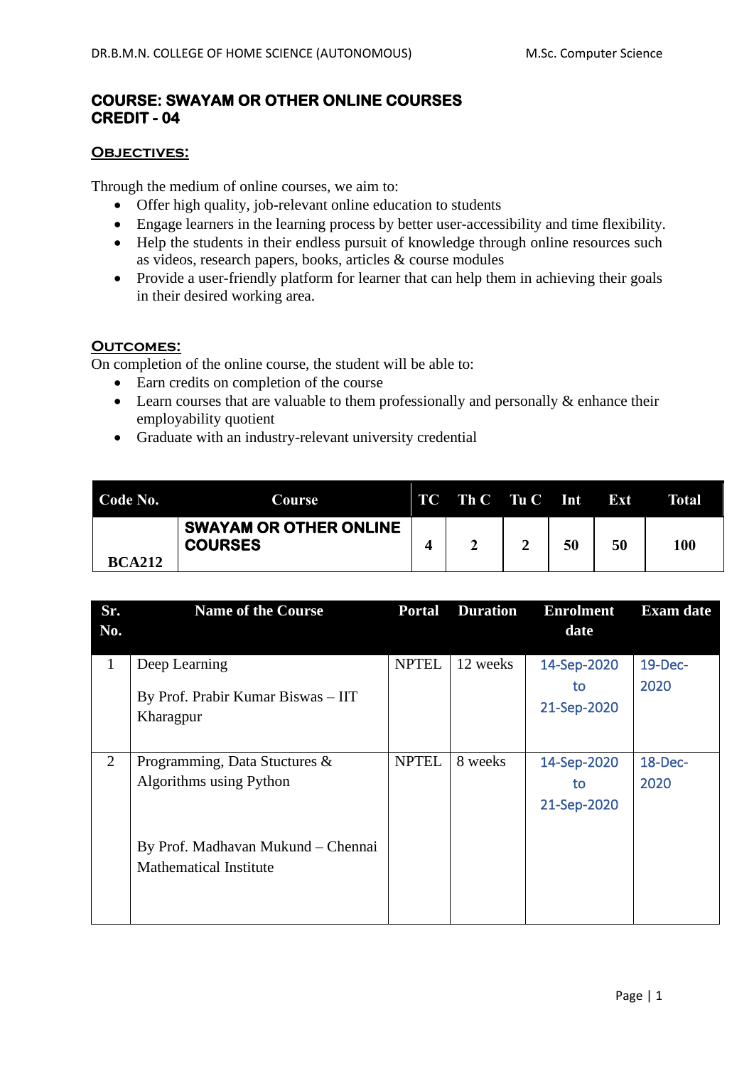## COURSE: SWAYAM OR OTHER ONLINE COURSES
## CREDIT - 04

### OBJECTIVES:

Through the medium of online courses, we aim to:

- Offer high quality, job-relevant online education to students
- Engage learners in the learning process by better user-accessibility and time flexibility.
- Help the students in their endless pursuit of knowledge through online resources such as videos, research papers, books, articles & course modules
- Provide a user-friendly platform for learner that can help them in achieving their goals in their desired working area.

### OUTCOMES:

On completion of the online course, the student will be able to:

- Earn credits on completion of the course
- Learn courses that are valuable to them professionally and personally & enhance their employability quotient
- Graduate with an industry-relevant university credential

| Code No. | Course | TC | Th C | Tu C | Int | Ext | Total |
|---|---|---|---|---|---|---|---|
| BCA212 | **SWAYAM OR OTHER ONLINE COURSES** | 4 | 2 | 2 | 50 | 50 | 100 |

| Sr. No. | Name of the Course | Portal | Duration | Enrolment date | Exam date |
|---|---|---|---|---|---|
| 1 | Deep Learning<br><br>By Prof. Prabir Kumar Biswas – IIT Kharagpur | NPTEL | 12 weeks | 14-Sep-2020 to 21-Sep-2020 | 19-Dec-2020 |
| 2 | Programming, Data Stuctures & Algorithms using Python<br><br>By Prof. Madhavan Mukund – Chennai Mathematical Institute | NPTEL | 8 weeks | 14-Sep-2020 to 21-Sep-2020 | 18-Dec-2020 |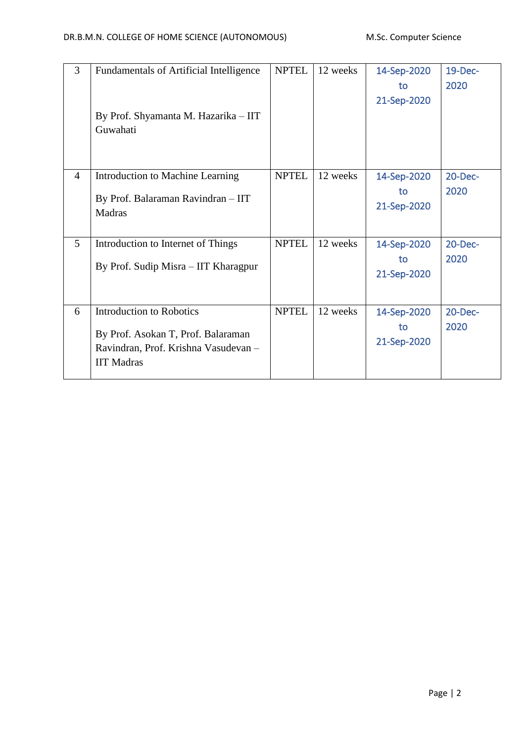| | | | | | |
|---|---|---|---|---|---|
| 3 | Fundamentals of Artificial Intelligence<br><br>By Prof. Shyamanta M. Hazarika – IIT Guwahati | NPTEL | 12 weeks | 14-Sep-2020 to 21-Sep-2020 | 19-Dec-2020 |
| 4 | Introduction to Machine Learning<br><br>By Prof. Balaraman Ravindran – IIT Madras | NPTEL | 12 weeks | 14-Sep-2020 to 21-Sep-2020 | 20-Dec-2020 |
| 5 | Introduction to Internet of Things<br><br>By Prof. Sudip Misra – IIT Kharagpur | NPTEL | 12 weeks | 14-Sep-2020 to 21-Sep-2020 | 20-Dec-2020 |
| 6 | Introduction to Robotics<br><br>By Prof. Asokan T, Prof. Balaraman Ravindran, Prof. Krishna Vasudevan – IIT Madras | NPTEL | 12 weeks | 14-Sep-2020 to 21-Sep-2020 | 20-Dec-2020 |